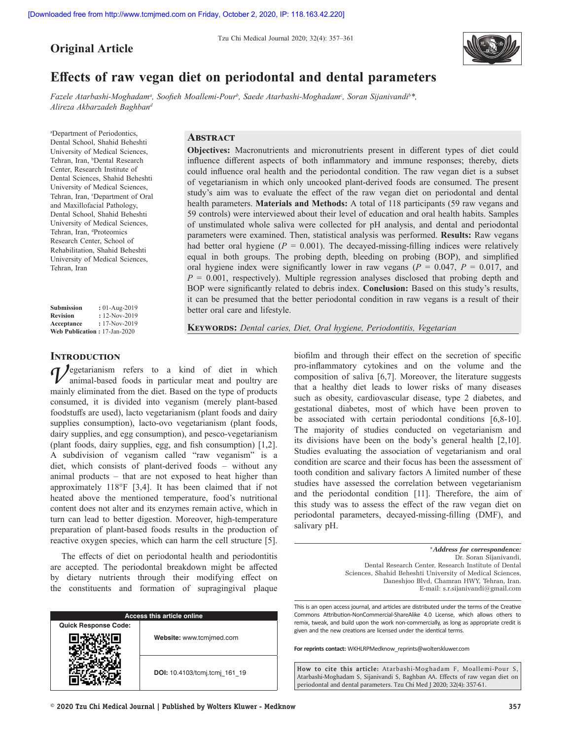Original Article

# Effects of raw vegan diet on periodontal and dental parameters

*Fazele Atarbashi-Moghadam[a], Soofieh Moallemi-Pour[b], Saede Atarbashi-Moghadam[c], Soran Sijanivandi[b]*, Alireza Akbarzadeh Baghban[d]*

[a]Department of Periodontics, Dental School, Shahid Beheshti University of Medical Sciences, Tehran, Iran, [b]Dental Research Center, Research Institute of Dental Sciences, Shahid Beheshti University of Medical Sciences, Tehran, Iran, [c]Department of Oral and Maxillofacial Pathology, Dental School, Shahid Beheshti University of Medical Sciences, Tehran, Iran, [d]Proteomics Research Center, School of Rehabilitation, Shahid Beheshti University of Medical Sciences, Tehran, Iran

**Submission** : 01-Aug-2019
**Revision** : 12-Nov-2019
**Acceptance** : 17-Nov-2019
**Web Publication** : 17-Jan-2020

## Abstract

**Objectives:** Macronutrients and micronutrients present in different types of diet could influence different aspects of both inflammatory and immune responses; thereby, diets could influence oral health and the periodontal condition. The raw vegan diet is a subset of vegetarianism in which only uncooked plant-derived foods are consumed. The present study's aim was to evaluate the effect of the raw vegan diet on periodontal and dental health parameters. **Materials and Methods:** A total of 118 participants (59 raw vegans and 59 controls) were interviewed about their level of education and oral health habits. Samples of unstimulated whole saliva were collected for pH analysis, and dental and periodontal parameters were examined. Then, statistical analysis was performed. **Results:** Raw vegans had better oral hygiene ($P = 0.001$). The decayed-missing-filling indices were relatively equal in both groups. The probing depth, bleeding on probing (BOP), and simplified oral hygiene index were significantly lower in raw vegans ($P = 0.047$, $P = 0.017$, and $P = 0.001$, respectively). Multiple regression analyses disclosed that probing depth and BOP were significantly related to debris index. **Conclusion:** Based on this study's results, it can be presumed that the better periodontal condition in raw vegans is a result of their better oral care and lifestyle.

**Keywords:** *Dental caries, Diet, Oral hygiene, Periodontitis, Vegetarian*

## Introduction

Vegetarianism refers to a kind of diet in which animal-based foods in particular meat and poultry are mainly eliminated from the diet. Based on the type of products consumed, it is divided into veganism (merely plant-based foodstuffs are used), lacto vegetarianism (plant foods and dairy supplies consumption), lacto-ovo vegetarianism (plant foods, dairy supplies, and egg consumption), and pesco-vegetarianism (plant foods, dairy supplies, egg, and fish consumption) [1,2]. A subdivision of veganism called "raw veganism" is a diet, which consists of plant-derived foods – without any animal products – that are not exposed to heat higher than approximately 118°F [3,4]. It has been claimed that if not heated above the mentioned temperature, food's nutritional content does not alter and its enzymes remain active, which in turn can lead to better digestion. Moreover, high-temperature preparation of plant-based foods results in the production of reactive oxygen species, which can harm the cell structure [5].

The effects of diet on periodontal health and periodontitis are accepted. The periodontal breakdown might be affected by dietary nutrients through their modifying effect on the constituents and formation of supragingival plaque biofilm and through their effect on the secretion of specific pro-inflammatory cytokines and on the volume and the composition of saliva [6,7]. Moreover, the literature suggests that a healthy diet leads to lower risks of many diseases such as obesity, cardiovascular disease, type 2 diabetes, and gestational diabetes, most of which have been proven to be associated with certain periodontal conditions [6,8-10]. The majority of studies conducted on vegetarianism and its divisions have been on the body's general health [2,10]. Studies evaluating the association of vegetarianism and oral condition are scarce and their focus has been the assessment of tooth condition and salivary factors A limited number of these studies have assessed the correlation between vegetarianism and the periodontal condition [11]. Therefore, the aim of this study was to assess the effect of the raw vegan diet on periodontal parameters, decayed-missing-filling (DMF), and salivary pH.

*Address for correspondence:
Dr. Soran Sijanivandi,
Dental Research Center, Research Institute of Dental Sciences, Shahid Beheshti University of Medical Sciences, Daneshjoo Blvd, Chamran HWY, Tehran, Iran.
E-mail: s.r.sijanivandi@gmail.com

Access this article online

Website: www.tcmjmed.com

DOI: 10.4103/tcmj.tcmj_161_19

This is an open access journal, and articles are distributed under the terms of the Creative Commons Attribution-NonCommercial-ShareAlike 4.0 License, which allows others to remix, tweak, and build upon the work non-commercially, as long as appropriate credit is given and the new creations are licensed under the identical terms.

For reprints contact: WKHLRPMedknow_reprints@wolterskluwer.com

**How to cite this article:** Atarbashi-Moghadam F, Moallemi-Pour S, Atarbashi-Moghadam S, Sijanivandi S, Baghban AA. Effects of raw vegan diet on periodontal and dental parameters. Tzu Chi Med J 2020; 32(4): 357-61.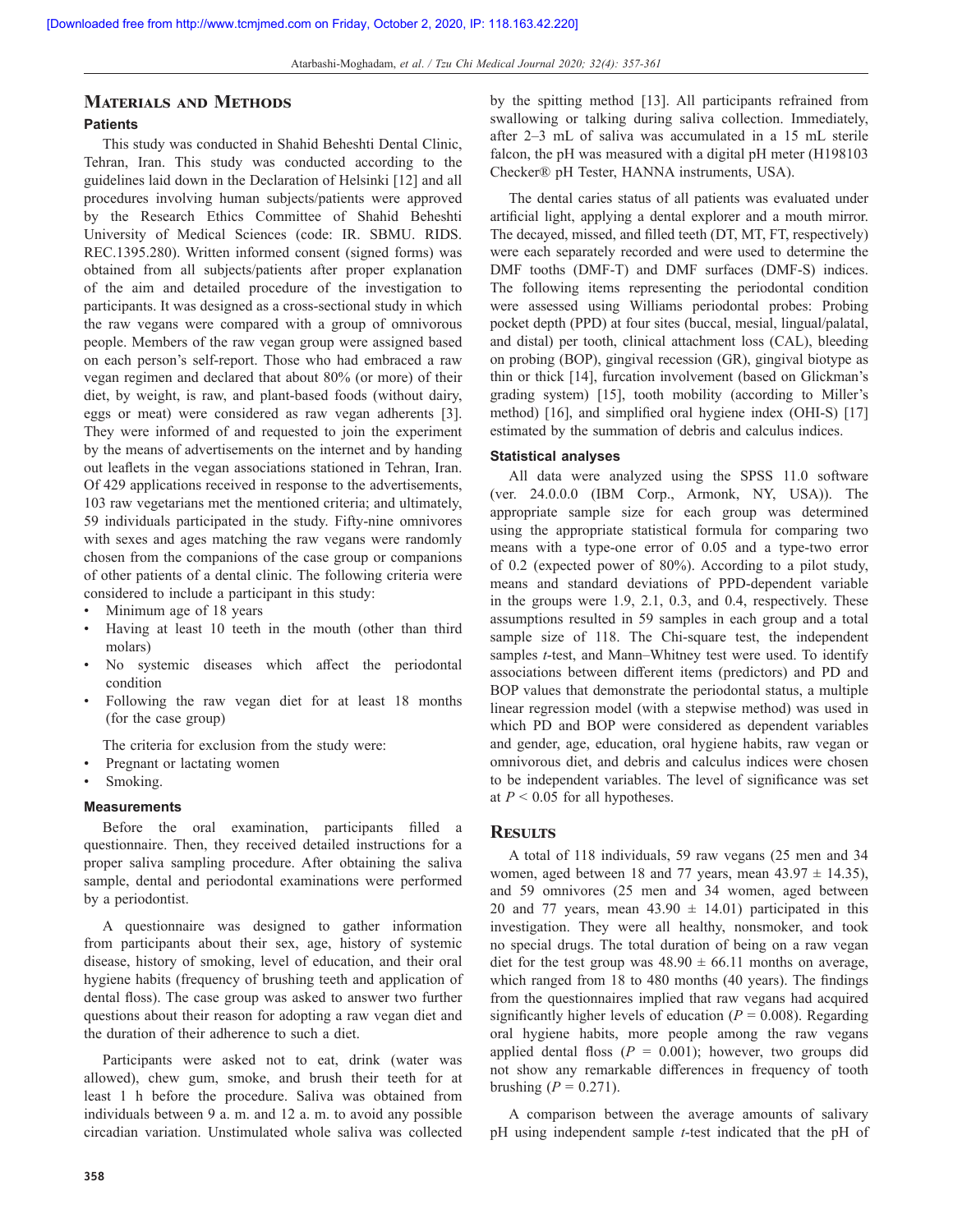## Materials and Methods

### Patients

This study was conducted in Shahid Beheshti Dental Clinic, Tehran, Iran. This study was conducted according to the guidelines laid down in the Declaration of Helsinki [12] and all procedures involving human subjects/patients were approved by the Research Ethics Committee of Shahid Beheshti University of Medical Sciences (code: IR. SBMU. RIDS. REC.1395.280). Written informed consent (signed forms) was obtained from all subjects/patients after proper explanation of the aim and detailed procedure of the investigation to participants. It was designed as a cross-sectional study in which the raw vegans were compared with a group of omnivorous people. Members of the raw vegan group were assigned based on each person's self-report. Those who had embraced a raw vegan regimen and declared that about 80% (or more) of their diet, by weight, is raw, and plant-based foods (without dairy, eggs or meat) were considered as raw vegan adherents [3]. They were informed of and requested to join the experiment by the means of advertisements on the internet and by handing out leaflets in the vegan associations stationed in Tehran, Iran. Of 429 applications received in response to the advertisements, 103 raw vegetarians met the mentioned criteria; and ultimately, 59 individuals participated in the study. Fifty-nine omnivores with sexes and ages matching the raw vegans were randomly chosen from the companions of the case group or companions of other patients of a dental clinic. The following criteria were considered to include a participant in this study:

- Minimum age of 18 years
- Having at least 10 teeth in the mouth (other than third molars)
- No systemic diseases which affect the periodontal condition
- Following the raw vegan diet for at least 18 months (for the case group)

The criteria for exclusion from the study were:

- Pregnant or lactating women
- Smoking.

### Measurements

Before the oral examination, participants filled a questionnaire. Then, they received detailed instructions for a proper saliva sampling procedure. After obtaining the saliva sample, dental and periodontal examinations were performed by a periodontist.

A questionnaire was designed to gather information from participants about their sex, age, history of systemic disease, history of smoking, level of education, and their oral hygiene habits (frequency of brushing teeth and application of dental floss). The case group was asked to answer two further questions about their reason for adopting a raw vegan diet and the duration of their adherence to such a diet.

Participants were asked not to eat, drink (water was allowed), chew gum, smoke, and brush their teeth for at least 1 h before the procedure. Saliva was obtained from individuals between 9 a. m. and 12 a. m. to avoid any possible circadian variation. Unstimulated whole saliva was collected by the spitting method [13]. All participants refrained from swallowing or talking during saliva collection. Immediately, after 2–3 mL of saliva was accumulated in a 15 mL sterile falcon, the pH was measured with a digital pH meter (H198103 Checker® pH Tester, HANNA instruments, USA).

The dental caries status of all patients was evaluated under artificial light, applying a dental explorer and a mouth mirror. The decayed, missed, and filled teeth (DT, MT, FT, respectively) were each separately recorded and were used to determine the DMF tooths (DMF-T) and DMF surfaces (DMF-S) indices. The following items representing the periodontal condition were assessed using Williams periodontal probes: Probing pocket depth (PPD) at four sites (buccal, mesial, lingual/palatal, and distal) per tooth, clinical attachment loss (CAL), bleeding on probing (BOP), gingival recession (GR), gingival biotype as thin or thick [14], furcation involvement (based on Glickman's grading system) [15], tooth mobility (according to Miller's method) [16], and simplified oral hygiene index (OHI-S) [17] estimated by the summation of debris and calculus indices.

### Statistical analyses

All data were analyzed using the SPSS 11.0 software (ver. 24.0.0.0 (IBM Corp., Armonk, NY, USA)). The appropriate sample size for each group was determined using the appropriate statistical formula for comparing two means with a type-one error of 0.05 and a type-two error of 0.2 (expected power of 80%). According to a pilot study, means and standard deviations of PPD-dependent variable in the groups were 1.9, 2.1, 0.3, and 0.4, respectively. These assumptions resulted in 59 samples in each group and a total sample size of 118. The Chi-square test, the independent samples *t*-test, and Mann–Whitney test were used. To identify associations between different items (predictors) and PD and BOP values that demonstrate the periodontal status, a multiple linear regression model (with a stepwise method) was used in which PD and BOP were considered as dependent variables and gender, age, education, oral hygiene habits, raw vegan or omnivorous diet, and debris and calculus indices were chosen to be independent variables. The level of significance was set at $P < 0.05$ for all hypotheses.

## Results

A total of 118 individuals, 59 raw vegans (25 men and 34 women, aged between 18 and 77 years, mean 43.97 ± 14.35), and 59 omnivores (25 men and 34 women, aged between 20 and 77 years, mean 43.90 ± 14.01) participated in this investigation. They were all healthy, nonsmoker, and took no special drugs. The total duration of being on a raw vegan diet for the test group was 48.90 ± 66.11 months on average, which ranged from 18 to 480 months (40 years). The findings from the questionnaires implied that raw vegans had acquired significantly higher levels of education ($P = 0.008$). Regarding oral hygiene habits, more people among the raw vegans applied dental floss ($P = 0.001$); however, two groups did not show any remarkable differences in frequency of tooth brushing ($P = 0.271$).

A comparison between the average amounts of salivary pH using independent sample *t*-test indicated that the pH of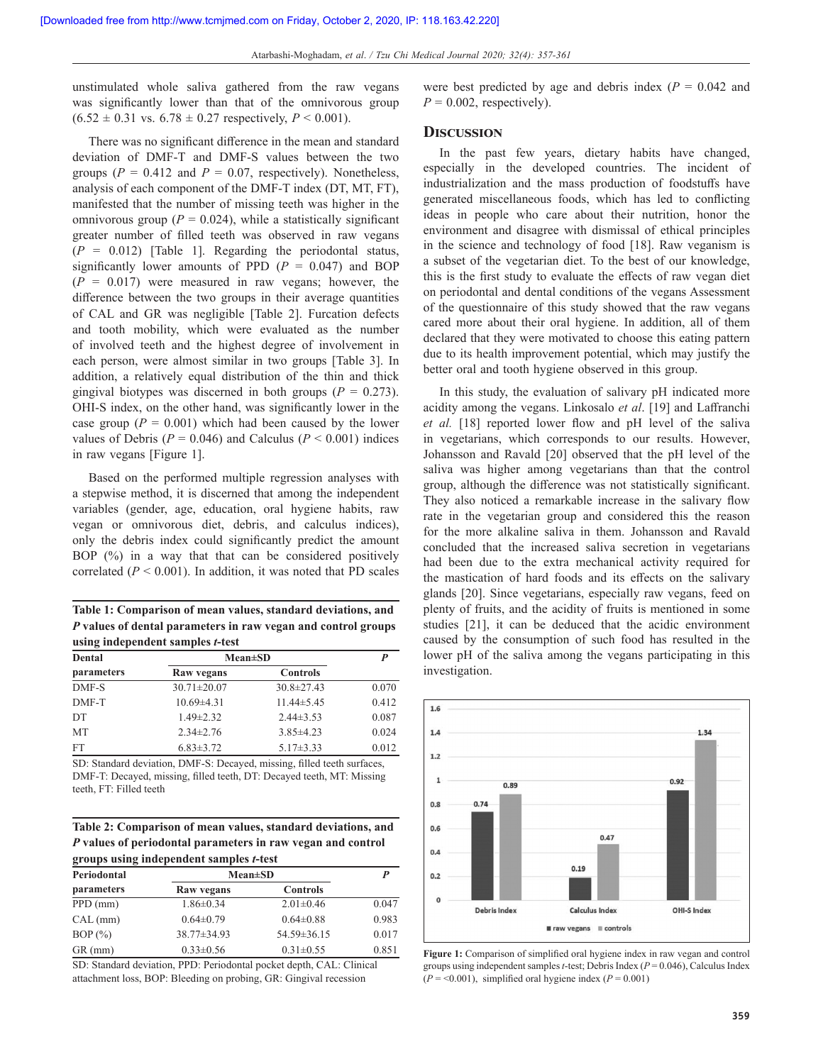unstimulated whole saliva gathered from the raw vegans was significantly lower than that of the omnivorous group (6.52 ± 0.31 vs. 6.78 ± 0.27 respectively, $P < 0.001$).

There was no significant difference in the mean and standard deviation of DMF-T and DMF-S values between the two groups ($P = 0.412$ and $P = 0.07$, respectively). Nonetheless, analysis of each component of the DMF-T index (DT, MT, FT), manifested that the number of missing teeth was higher in the omnivorous group ($P = 0.024$), while a statistically significant greater number of filled teeth was observed in raw vegans ($P = 0.012$) [Table 1]. Regarding the periodontal status, significantly lower amounts of PPD ($P = 0.047$) and BOP ($P = 0.017$) were measured in raw vegans; however, the difference between the two groups in their average quantities of CAL and GR was negligible [Table 2]. Furcation defects and tooth mobility, which were evaluated as the number of involved teeth and the highest degree of involvement in each person, were almost similar in two groups [Table 3]. In addition, a relatively equal distribution of the thin and thick gingival biotypes was discerned in both groups ($P = 0.273$). OHI-S index, on the other hand, was significantly lower in the case group ($P = 0.001$) which had been caused by the lower values of Debris ($P = 0.046$) and Calculus ($P < 0.001$) indices in raw vegans [Figure 1].

Based on the performed multiple regression analyses with a stepwise method, it is discerned that among the independent variables (gender, age, education, oral hygiene habits, raw vegan or omnivorous diet, debris, and calculus indices), only the debris index could significantly predict the amount BOP (%) in a way that that can be considered positively correlated ($P < 0.001$). In addition, it was noted that PD scales were best predicted by age and debris index ($P = 0.042$ and $P = 0.002$, respectively).

**Table 1: Comparison of mean values, standard deviations, and *P* values of dental parameters in raw vegan and control groups using independent samples *t*-test**

| Dental parameters | Mean±SD | | *P* |
|---|---|---|---|
| | Raw vegans | Controls | |
| DMF-S | 30.71±20.07 | 30.8±27.43 | 0.070 |
| DMF-T | 10.69±4.31 | 11.44±5.45 | 0.412 |
| DT | 1.49±2.32 | 2.44±3.53 | 0.087 |
| MT | 2.34±2.76 | 3.85±4.23 | 0.024 |
| FT | 6.83±3.72 | 5.17±3.33 | 0.012 |

SD: Standard deviation, DMF-S: Decayed, missing, filled teeth surfaces, DMF-T: Decayed, missing, filled teeth, DT: Decayed teeth, MT: Missing teeth, FT: Filled teeth

**Table 2: Comparison of mean values, standard deviations, and *P* values of periodontal parameters in raw vegan and control groups using independent samples *t*-test**

| Periodontal parameters | Mean±SD | | *P* |
|---|---|---|---|
| | Raw vegans | Controls | |
| PPD (mm) | 1.86±0.34 | 2.01±0.46 | 0.047 |
| CAL (mm) | 0.64±0.79 | 0.64±0.88 | 0.983 |
| BOP (%) | 38.77±34.93 | 54.59±36.15 | 0.017 |
| GR (mm) | 0.33±0.56 | 0.31±0.55 | 0.851 |

SD: Standard deviation, PPD: Periodontal pocket depth, CAL: Clinical attachment loss, BOP: Bleeding on probing, GR: Gingival recession

## Discussion

In the past few years, dietary habits have changed, especially in the developed countries. The incident of industrialization and the mass production of foodstuffs have generated miscellaneous foods, which has led to conflicting ideas in people who care about their nutrition, honor the environment and disagree with dismissal of ethical principles in the science and technology of food [18]. Raw veganism is a subset of the vegetarian diet. To the best of our knowledge, this is the first study to evaluate the effects of raw vegan diet on periodontal and dental conditions of the vegans Assessment of the questionnaire of this study showed that the raw vegans cared more about their oral hygiene. In addition, all of them declared that they were motivated to choose this eating pattern due to its health improvement potential, which may justify the better oral and tooth hygiene observed in this group.

In this study, the evaluation of salivary pH indicated more acidity among the vegans. Linkosalo *et al*. [19] and Laffranchi *et al.* [18] reported lower flow and pH level of the saliva in vegetarians, which corresponds to our results. However, Johansson and Ravald [20] observed that the pH level of the saliva was higher among vegetarians than that the control group, although the difference was not statistically significant. They also noticed a remarkable increase in the salivary flow rate in the vegetarian group and considered this the reason for the more alkaline saliva in them. Johansson and Ravald concluded that the increased saliva secretion in vegetarians had been due to the extra mechanical activity required for the mastication of hard foods and its effects on the salivary glands [20]. Since vegetarians, especially raw vegans, feed on plenty of fruits, and the acidity of fruits is mentioned in some studies [21], it can be deduced that the acidic environment caused by the consumption of such food has resulted in the lower pH of the saliva among the vegans participating in this investigation.

Figure 1: Comparison of simplified oral hygiene index in raw vegan and control groups using independent samples *t*-test; Debris Index ($P = 0.046$), Calculus Index ($P = <0.001$), simplified oral hygiene index ($P = 0.001$)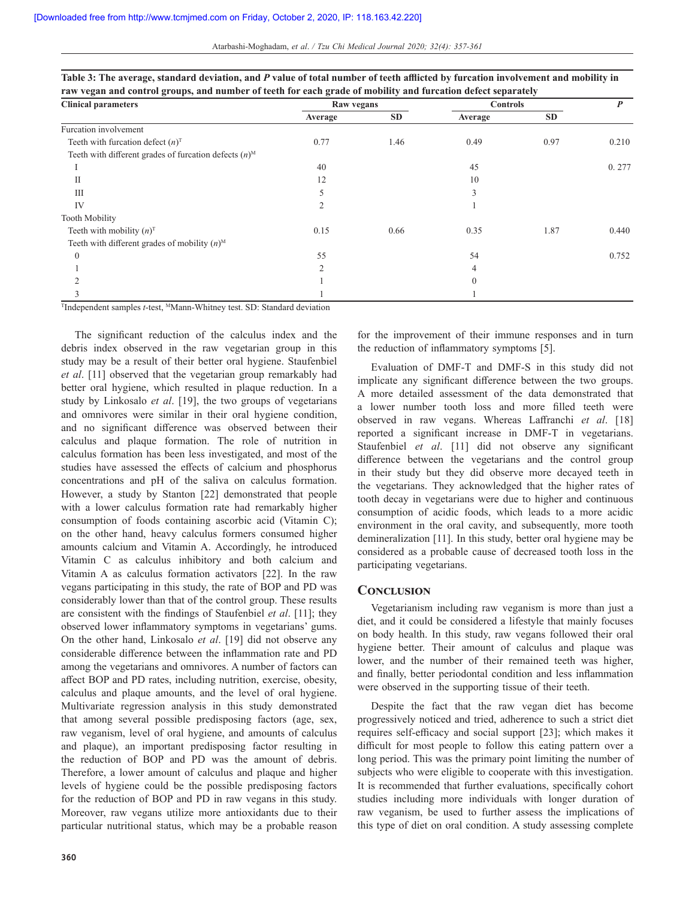**Table 3: The average, standard deviation, and *P* value of total number of teeth afflicted by furcation involvement and mobility in raw vegan and control groups, and number of teeth for each grade of mobility and furcation defect separately**

| Clinical parameters | Raw vegans | | Controls | | *P* |
|---|---|---|---|---|---|
| | Average | SD | Average | SD | |
| Furcation involvement | | | | | |
| Teeth with furcation defect (*n*)[T] | 0.77 | 1.46 | 0.49 | 0.97 | 0.210 |
| Teeth with different grades of furcation defects (*n*)[M] | | | | | |
| I | 40 | | 45 | | 0. 277 |
| II | 12 | | 10 | | |
| III | 5 | | 3 | | |
| IV | 2 | | 1 | | |
| Tooth Mobility | | | | | |
| Teeth with mobility (*n*)[T] | 0.15 | 0.66 | 0.35 | 1.87 | 0.440 |
| Teeth with different grades of mobility (*n*)[M] | | | | | |
| 0 | 55 | | 54 | | 0.752 |
| 1 | 2 | | 4 | | |
| 2 | 1 | | 0 | | |
| 3 | 1 | | 1 | | |

[T]Independent samples *t*-test, [M]Mann-Whitney test. SD: Standard deviation

The significant reduction of the calculus index and the debris index observed in the raw vegetarian group in this study may be a result of their better oral hygiene. Staufenbiel *et al*. [11] observed that the vegetarian group remarkably had better oral hygiene, which resulted in plaque reduction. In a study by Linkosalo *et al*. [19], the two groups of vegetarians and omnivores were similar in their oral hygiene condition, and no significant difference was observed between their calculus and plaque formation. The role of nutrition in calculus formation has been less investigated, and most of the studies have assessed the effects of calcium and phosphorus concentrations and pH of the saliva on calculus formation. However, a study by Stanton [22] demonstrated that people with a lower calculus formation rate had remarkably higher consumption of foods containing ascorbic acid (Vitamin C); on the other hand, heavy calculus formers consumed higher amounts calcium and Vitamin A. Accordingly, he introduced Vitamin C as calculus inhibitory and both calcium and Vitamin A as calculus formation activators [22]. In the raw vegans participating in this study, the rate of BOP and PD was considerably lower than that of the control group. These results are consistent with the findings of Staufenbiel *et al*. [11]; they observed lower inflammatory symptoms in vegetarians' gums. On the other hand, Linkosalo *et al*. [19] did not observe any considerable difference between the inflammation rate and PD among the vegetarians and omnivores. A number of factors can affect BOP and PD rates, including nutrition, exercise, obesity, calculus and plaque amounts, and the level of oral hygiene. Multivariate regression analysis in this study demonstrated that among several possible predisposing factors (age, sex, raw veganism, level of oral hygiene, and amounts of calculus and plaque), an important predisposing factor resulting in the reduction of BOP and PD was the amount of debris. Therefore, a lower amount of calculus and plaque and higher levels of hygiene could be the possible predisposing factors for the reduction of BOP and PD in raw vegans in this study. Moreover, raw vegans utilize more antioxidants due to their particular nutritional status, which may be a probable reason for the improvement of their immune responses and in turn the reduction of inflammatory symptoms [5].

Evaluation of DMF-T and DMF-S in this study did not implicate any significant difference between the two groups. A more detailed assessment of the data demonstrated that a lower number tooth loss and more filled teeth were observed in raw vegans. Whereas Laffranchi *et al*. [18] reported a significant increase in DMF-T in vegetarians. Staufenbiel *et al*. [11] did not observe any significant difference between the vegetarians and the control group in their study but they did observe more decayed teeth in the vegetarians. They acknowledged that the higher rates of tooth decay in vegetarians were due to higher and continuous consumption of acidic foods, which leads to a more acidic environment in the oral cavity, and subsequently, more tooth demineralization [11]. In this study, better oral hygiene may be considered as a probable cause of decreased tooth loss in the participating vegetarians.

## Conclusion

Vegetarianism including raw veganism is more than just a diet, and it could be considered a lifestyle that mainly focuses on body health. In this study, raw vegans followed their oral hygiene better. Their amount of calculus and plaque was lower, and the number of their remained teeth was higher, and finally, better periodontal condition and less inflammation were observed in the supporting tissue of their teeth.

Despite the fact that the raw vegan diet has become progressively noticed and tried, adherence to such a strict diet requires self-efficacy and social support [23]; which makes it difficult for most people to follow this eating pattern over a long period. This was the primary point limiting the number of subjects who were eligible to cooperate with this investigation. It is recommended that further evaluations, specifically cohort studies including more individuals with longer duration of raw veganism, be used to further assess the implications of this type of diet on oral condition. A study assessing complete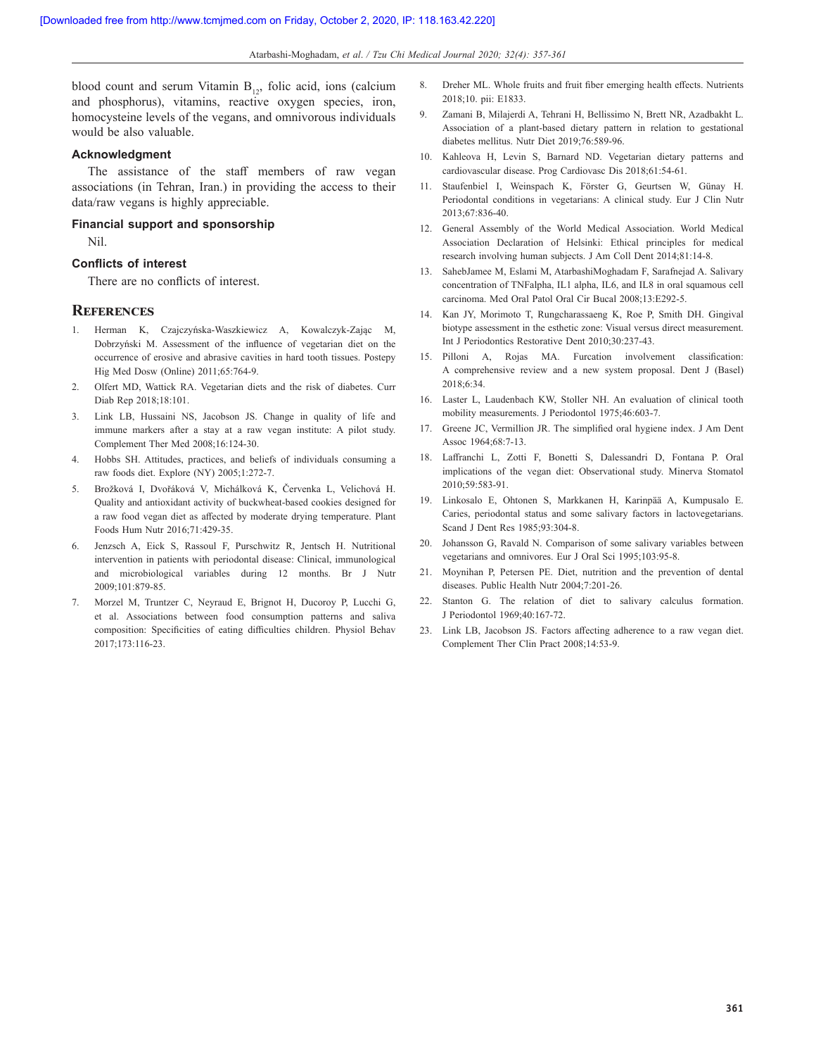blood count and serum Vitamin $B_{12}$, folic acid, ions (calcium and phosphorus), vitamins, reactive oxygen species, iron, homocysteine levels of the vegans, and omnivorous individuals would be also valuable.

### Acknowledgment

The assistance of the staff members of raw vegan associations (in Tehran, Iran.) in providing the access to their data/raw vegans is highly appreciable.

### Financial support and sponsorship

Nil.

### Conflicts of interest

There are no conflicts of interest.

## References

1. Herman K, Czajczyńska-Waszkiewicz A, Kowalczyk-Zając M, Dobrzyński M. Assessment of the influence of vegetarian diet on the occurrence of erosive and abrasive cavities in hard tooth tissues. Postepy Hig Med Dosw (Online) 2011;65:764-9.
2. Olfert MD, Wattick RA. Vegetarian diets and the risk of diabetes. Curr Diab Rep 2018;18:101.
3. Link LB, Hussaini NS, Jacobson JS. Change in quality of life and immune markers after a stay at a raw vegan institute: A pilot study. Complement Ther Med 2008;16:124-30.
4. Hobbs SH. Attitudes, practices, and beliefs of individuals consuming a raw foods diet. Explore (NY) 2005;1:272-7.
5. Brožková I, Dvořáková V, Michálková K, Červenka L, Velichová H. Quality and antioxidant activity of buckwheat-based cookies designed for a raw food vegan diet as affected by moderate drying temperature. Plant Foods Hum Nutr 2016;71:429-35.
6. Jenzsch A, Eick S, Rassoul F, Purschwitz R, Jentsch H. Nutritional intervention in patients with periodontal disease: Clinical, immunological and microbiological variables during 12 months. Br J Nutr 2009;101:879-85.
7. Morzel M, Truntzer C, Neyraud E, Brignot H, Ducoroy P, Lucchi G, et al. Associations between food consumption patterns and saliva composition: Specificities of eating difficulties children. Physiol Behav 2017;173:116-23.
8. Dreher ML. Whole fruits and fruit fiber emerging health effects. Nutrients 2018;10. pii: E1833.
9. Zamani B, Milajerdi A, Tehrani H, Bellissimo N, Brett NR, Azadbakht L. Association of a plant-based dietary pattern in relation to gestational diabetes mellitus. Nutr Diet 2019;76:589-96.
10. Kahleova H, Levin S, Barnard ND. Vegetarian dietary patterns and cardiovascular disease. Prog Cardiovasc Dis 2018;61:54-61.
11. Staufenbiel I, Weinspach K, Förster G, Geurtsen W, Günay H. Periodontal conditions in vegetarians: A clinical study. Eur J Clin Nutr 2013;67:836-40.
12. General Assembly of the World Medical Association. World Medical Association Declaration of Helsinki: Ethical principles for medical research involving human subjects. J Am Coll Dent 2014;81:14-8.
13. SahebJamee M, Eslami M, AtarbashiMoghadam F, Sarafnejad A. Salivary concentration of TNFalpha, IL1 alpha, IL6, and IL8 in oral squamous cell carcinoma. Med Oral Patol Oral Cir Bucal 2008;13:E292-5.
14. Kan JY, Morimoto T, Rungcharassaeng K, Roe P, Smith DH. Gingival biotype assessment in the esthetic zone: Visual versus direct measurement. Int J Periodontics Restorative Dent 2010;30:237-43.
15. Pilloni A, Rojas MA. Furcation involvement classification: A comprehensive review and a new system proposal. Dent J (Basel) 2018;6:34.
16. Laster L, Laudenbach KW, Stoller NH. An evaluation of clinical tooth mobility measurements. J Periodontol 1975;46:603-7.
17. Greene JC, Vermillion JR. The simplified oral hygiene index. J Am Dent Assoc 1964;68:7-13.
18. Laffranchi L, Zotti F, Bonetti S, Dalessandri D, Fontana P. Oral implications of the vegan diet: Observational study. Minerva Stomatol 2010;59:583-91.
19. Linkosalo E, Ohtonen S, Markkanen H, Karinpää A, Kumpusalo E. Caries, periodontal status and some salivary factors in lactovegetarians. Scand J Dent Res 1985;93:304-8.
20. Johansson G, Ravald N. Comparison of some salivary variables between vegetarians and omnivores. Eur J Oral Sci 1995;103:95-8.
21. Moynihan P, Petersen PE. Diet, nutrition and the prevention of dental diseases. Public Health Nutr 2004;7:201-26.
22. Stanton G. The relation of diet to salivary calculus formation. J Periodontol 1969;40:167-72.
23. Link LB, Jacobson JS. Factors affecting adherence to a raw vegan diet. Complement Ther Clin Pract 2008;14:53-9.